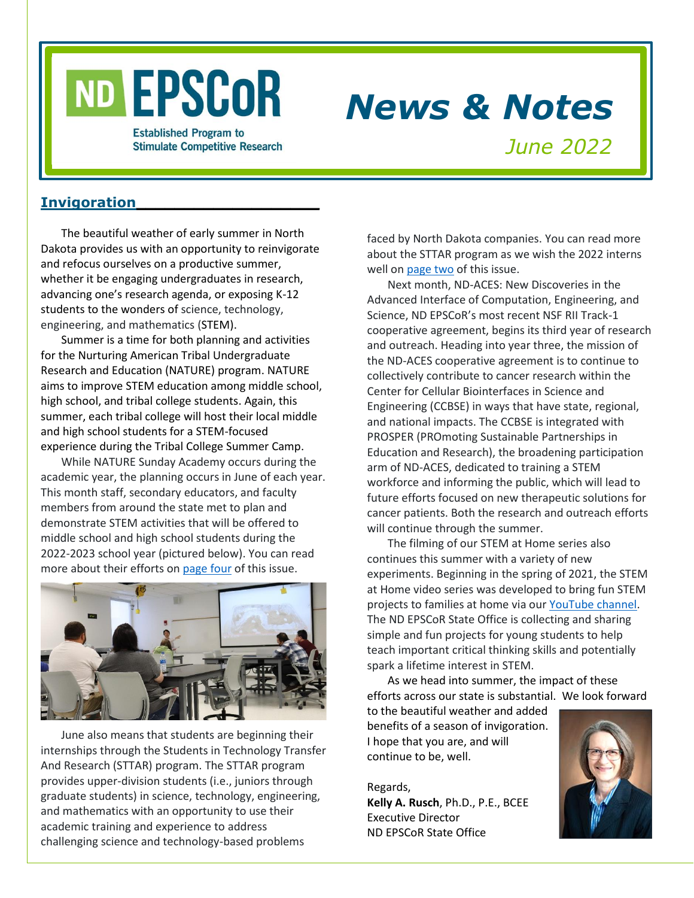# ND EPSCoR

Established Program to Stimulate Competitive Research

# *News & Notes*

*June 2022*

## Invigoration

The beautiful weather of early summer in North Dakota provides us with an opportunity to reinvigorate and refocus ourselves on a productive summer, whether it be engaging undergraduates in research, advancing one's research agenda, or exposing K-12 students to the wonders of science, technology, engineering, and mathematics (STEM).

Summer is a time for both planning and activities for the Nurturing American Tribal Undergraduate Research and Education (NATURE) program. NATURE aims to improve STEM education among middle school, high school, and tribal college students. Again, this summer, each tribal college will host their local middle and high school students for a STEM-focused experience during the Tribal College Summer Camp.

While NATURE Sunday Academy occurs during the academic year, the planning occurs in June of each year. This month staff, secondary educators, and faculty members from around the state met to plan and demonstrate STEM activities that will be offered to middle school and high school students during the 2022-2023 school year (pictured below). You can read more about their efforts on [page four] of this issue.

June also means that students are beginning their internships through the Students in Technology Transfer And Research (STTAR) program. The STTAR program provides upper-division students (i.e., juniors through graduate students) in science, technology, engineering, and mathematics with an opportunity to use their academic training and experience to address challenging science and technology-based problems faced by North Dakota companies. You can read more about the STTAR program as we wish the 2022 interns well on [page two] of this issue.

Next month, ND-ACES: New Discoveries in the Advanced Interface of Computation, Engineering, and Science, ND EPSCoR's most recent NSF RII Track-1 cooperative agreement, begins its third year of research and outreach. Heading into year three, the mission of the ND-ACES cooperative agreement is to continue to collectively contribute to cancer research within the Center for Cellular Biointerfaces in Science and Engineering (CCBSE) in ways that have state, regional, and national impacts. The CCBSE is integrated with PROSPER (PROmoting Sustainable Partnerships in Education and Research), the broadening participation arm of ND-ACES, dedicated to training a STEM workforce and informing the public, which will lead to future efforts focused on new therapeutic solutions for cancer patients. Both the research and outreach efforts will continue through the summer.

The filming of our STEM at Home series also continues this summer with a variety of new experiments. Beginning in the spring of 2021, the STEM at Home video series was developed to bring fun STEM projects to families at home via our [YouTube channel]. The ND EPSCoR State Office is collecting and sharing simple and fun projects for young students to help teach important critical thinking skills and potentially spark a lifetime interest in STEM.

As we head into summer, the impact of these efforts across our state is substantial. We look forward to the beautiful weather and added benefits of a season of invigoration. I hope that you are, and will continue to be, well.

Regards,
**Kelly A. Rusch**, Ph.D., P.E., BCEE
Executive Director
ND EPSCoR State Office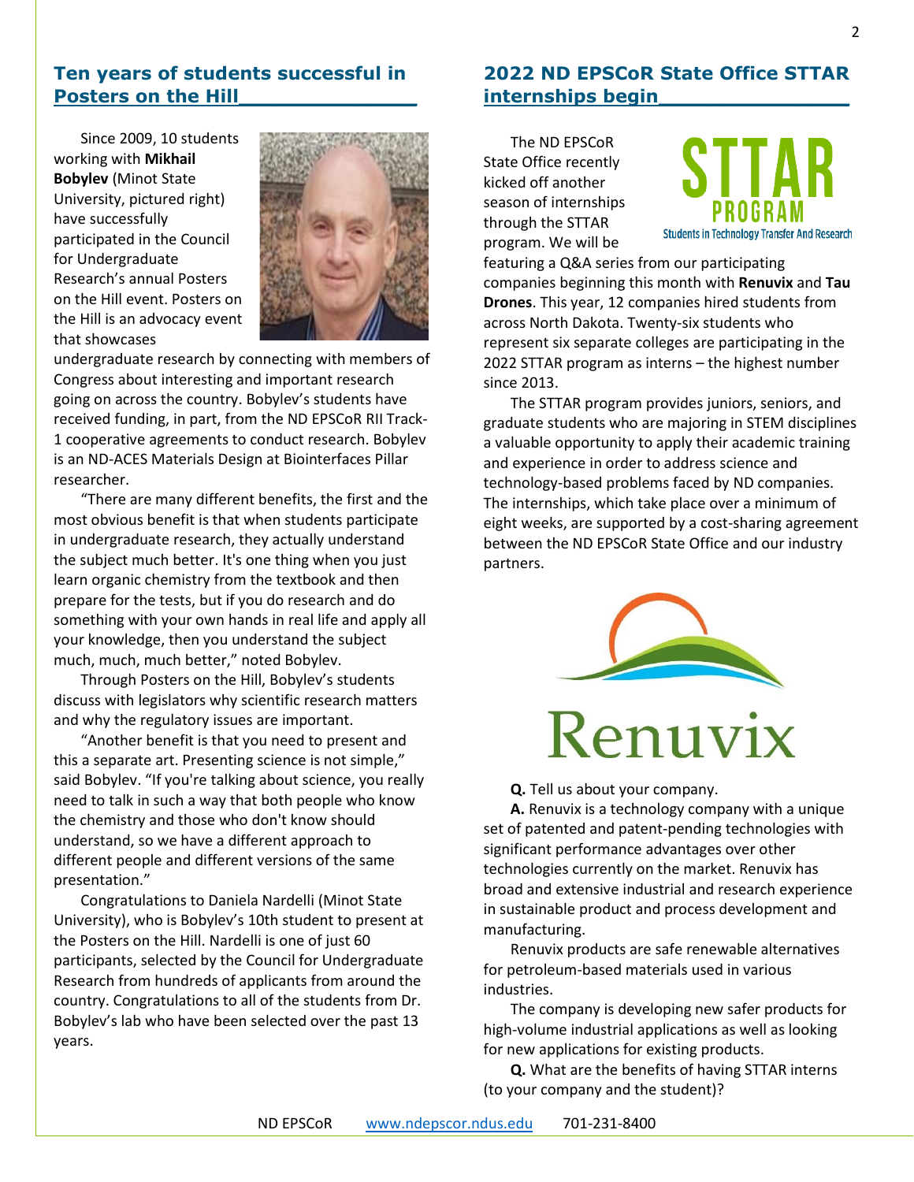## Ten years of students successful in Posters on the Hill

Since 2009, 10 students working with **Mikhail Bobylev** (Minot State University, pictured right) have successfully participated in the Council for Undergraduate Research's annual Posters on the Hill event. Posters on the Hill is an advocacy event that showcases undergraduate research by connecting with members of Congress about interesting and important research going on across the country. Bobylev's students have received funding, in part, from the ND EPSCoR RII Track-1 cooperative agreements to conduct research. Bobylev is an ND-ACES Materials Design at Biointerfaces Pillar researcher.

"There are many different benefits, the first and the most obvious benefit is that when students participate in undergraduate research, they actually understand the subject much better. It's one thing when you just learn organic chemistry from the textbook and then prepare for the tests, but if you do research and do something with your own hands in real life and apply all your knowledge, then you understand the subject much, much, much better," noted Bobylev.

Through Posters on the Hill, Bobylev's students discuss with legislators why scientific research matters and why the regulatory issues are important.

"Another benefit is that you need to present and this a separate art. Presenting science is not simple," said Bobylev. "If you're talking about science, you really need to talk in such a way that both people who know the chemistry and those who don't know should understand, so we have a different approach to different people and different versions of the same presentation."

Congratulations to Daniela Nardelli (Minot State University), who is Bobylev's 10th student to present at the Posters on the Hill. Nardelli is one of just 60 participants, selected by the Council for Undergraduate Research from hundreds of applicants from around the country. Congratulations to all of the students from Dr. Bobylev's lab who have been selected over the past 13 years.

## 2022 ND EPSCoR State Office STTAR internships begin

The ND EPSCoR State Office recently kicked off another season of internships through the STTAR program. We will be featuring a Q&A series from our participating companies beginning this month with **Renuvix** and **Tau Drones**. This year, 12 companies hired students from across North Dakota. Twenty-six students who represent six separate colleges are participating in the 2022 STTAR program as interns – the highest number since 2013.

The STTAR program provides juniors, seniors, and graduate students who are majoring in STEM disciplines a valuable opportunity to apply their academic training and experience in order to address science and technology-based problems faced by ND companies. The internships, which take place over a minimum of eight weeks, are supported by a cost-sharing agreement between the ND EPSCoR State Office and our industry partners.

**Q.** Tell us about your company.

**A.** Renuvix is a technology company with a unique set of patented and patent-pending technologies with significant performance advantages over other technologies currently on the market. Renuvix has broad and extensive industrial and research experience in sustainable product and process development and manufacturing.

Renuvix products are safe renewable alternatives for petroleum-based materials used in various industries.

The company is developing new safer products for high-volume industrial applications as well as looking for new applications for existing products.

**Q.** What are the benefits of having STTAR interns (to your company and the student)?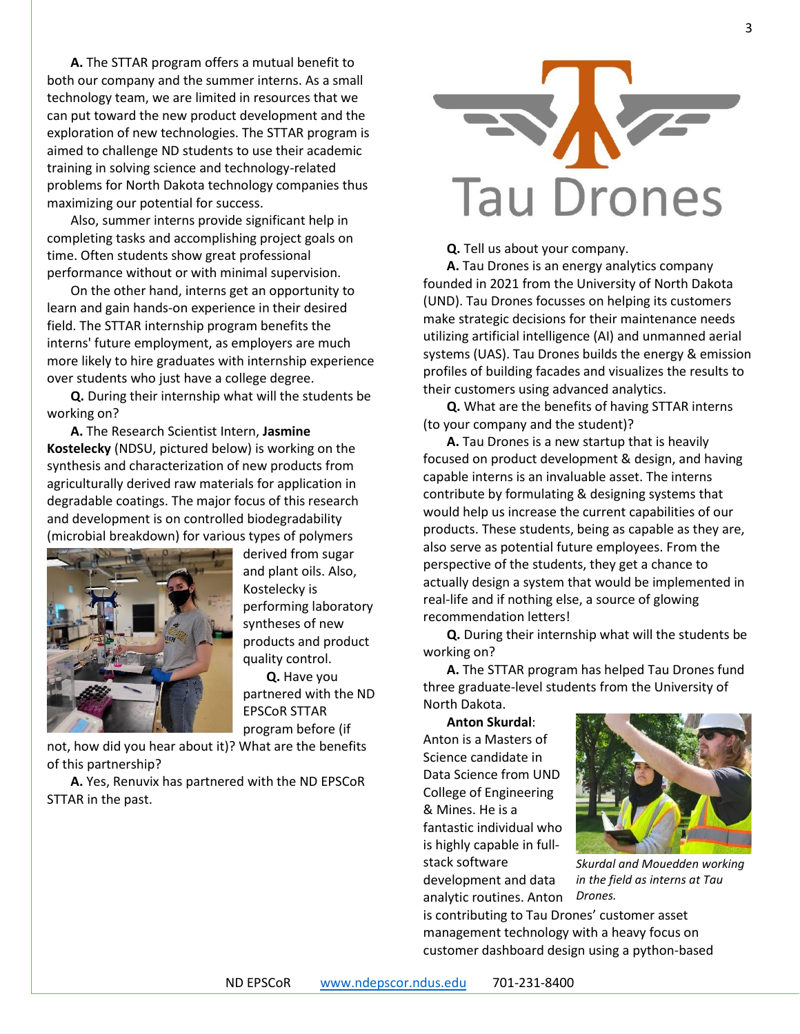**A.** The STTAR program offers a mutual benefit to both our company and the summer interns. As a small technology team, we are limited in resources that we can put toward the new product development and the exploration of new technologies. The STTAR program is aimed to challenge ND students to use their academic training in solving science and technology-related problems for North Dakota technology companies thus maximizing our potential for success.

Also, summer interns provide significant help in completing tasks and accomplishing project goals on time. Often students show great professional performance without or with minimal supervision.

On the other hand, interns get an opportunity to learn and gain hands-on experience in their desired field. The STTAR internship program benefits the interns' future employment, as employers are much more likely to hire graduates with internship experience over students who just have a college degree.

**Q.** During their internship what will the students be working on?

**A.** The Research Scientist Intern, **Jasmine Kostelecky** (NDSU, pictured below) is working on the synthesis and characterization of new products from agriculturally derived raw materials for application in degradable coatings. The major focus of this research and development is on controlled biodegradability (microbial breakdown) for various types of polymers derived from sugar and plant oils. Also, Kostelecky is performing laboratory syntheses of new products and product quality control.

**Q.** Have you partnered with the ND EPSCoR STTAR program before (if not, how did you hear about it)? What are the benefits of this partnership?

**A.** Yes, Renuvix has partnered with the ND EPSCoR STTAR in the past.

# Tau Drones

**Q.** Tell us about your company.

**A.** Tau Drones is an energy analytics company founded in 2021 from the University of North Dakota (UND). Tau Drones focusses on helping its customers make strategic decisions for their maintenance needs utilizing artificial intelligence (AI) and unmanned aerial systems (UAS). Tau Drones builds the energy & emission profiles of building facades and visualizes the results to their customers using advanced analytics.

**Q.** What are the benefits of having STTAR interns (to your company and the student)?

**A.** Tau Drones is a new startup that is heavily focused on product development & design, and having capable interns is an invaluable asset. The interns contribute by formulating & designing systems that would help us increase the current capabilities of our products. These students, being as capable as they are, also serve as potential future employees. From the perspective of the students, they get a chance to actually design a system that would be implemented in real-life and if nothing else, a source of glowing recommendation letters!

**Q.** During their internship what will the students be working on?

**A.** The STTAR program has helped Tau Drones fund three graduate-level students from the University of North Dakota.

**Anton Skurdal**: Anton is a Masters of Science candidate in Data Science from UND College of Engineering & Mines. He is a fantastic individual who is highly capable in full-stack software development and data analytic routines. Anton is contributing to Tau Drones' customer asset management technology with a heavy focus on customer dashboard design using a python-based

*Skurdal and Mouedden working in the field as interns at Tau Drones.*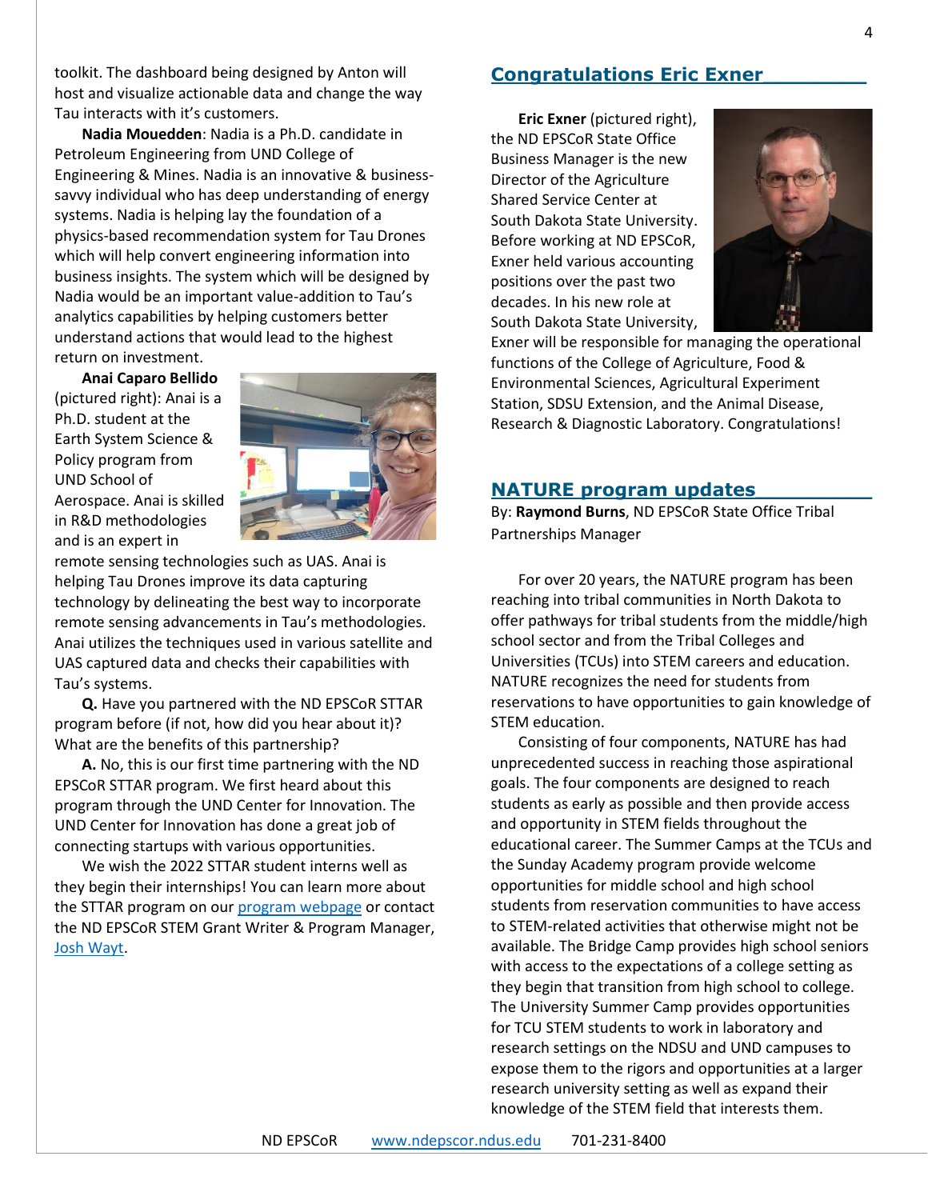toolkit. The dashboard being designed by Anton will host and visualize actionable data and change the way Tau interacts with it's customers.

**Nadia Mouedden**: Nadia is a Ph.D. candidate in Petroleum Engineering from UND College of Engineering & Mines. Nadia is an innovative & business-savvy individual who has deep understanding of energy systems. Nadia is helping lay the foundation of a physics-based recommendation system for Tau Drones which will help convert engineering information into business insights. The system which will be designed by Nadia would be an important value-addition to Tau's analytics capabilities by helping customers better understand actions that would lead to the highest return on investment.

**Anai Caparo Bellido** (pictured right): Anai is a Ph.D. student at the Earth System Science & Policy program from UND School of Aerospace. Anai is skilled in R&D methodologies and is an expert in remote sensing technologies such as UAS. Anai is helping Tau Drones improve its data capturing technology by delineating the best way to incorporate remote sensing advancements in Tau's methodologies. Anai utilizes the techniques used in various satellite and UAS captured data and checks their capabilities with Tau's systems.

**Q.** Have you partnered with the ND EPSCoR STTAR program before (if not, how did you hear about it)? What are the benefits of this partnership?

**A.** No, this is our first time partnering with the ND EPSCoR STTAR program. We first heard about this program through the UND Center for Innovation. The UND Center for Innovation has done a great job of connecting startups with various opportunities.

We wish the 2022 STTAR student interns well as they begin their internships! You can learn more about the STTAR program on our program webpage or contact the ND EPSCoR STEM Grant Writer & Program Manager, Josh Wayt.

## Congratulations Eric Exner

**Eric Exner** (pictured right), the ND EPSCoR State Office Business Manager is the new Director of the Agriculture Shared Service Center at South Dakota State University. Before working at ND EPSCoR, Exner held various accounting positions over the past two decades. In his new role at South Dakota State University, Exner will be responsible for managing the operational functions of the College of Agriculture, Food & Environmental Sciences, Agricultural Experiment Station, SDSU Extension, and the Animal Disease, Research & Diagnostic Laboratory. Congratulations!

## NATURE program updates

By: **Raymond Burns**, ND EPSCoR State Office Tribal Partnerships Manager

For over 20 years, the NATURE program has been reaching into tribal communities in North Dakota to offer pathways for tribal students from the middle/high school sector and from the Tribal Colleges and Universities (TCUs) into STEM careers and education. NATURE recognizes the need for students from reservations to have opportunities to gain knowledge of STEM education.

Consisting of four components, NATURE has had unprecedented success in reaching those aspirational goals. The four components are designed to reach students as early as possible and then provide access and opportunity in STEM fields throughout the educational career. The Summer Camps at the TCUs and the Sunday Academy program provide welcome opportunities for middle school and high school students from reservation communities to have access to STEM-related activities that otherwise might not be available. The Bridge Camp provides high school seniors with access to the expectations of a college setting as they begin that transition from high school to college. The University Summer Camp provides opportunities for TCU STEM students to work in laboratory and research settings on the NDSU and UND campuses to expose them to the rigors and opportunities at a larger research university setting as well as expand their knowledge of the STEM field that interests them.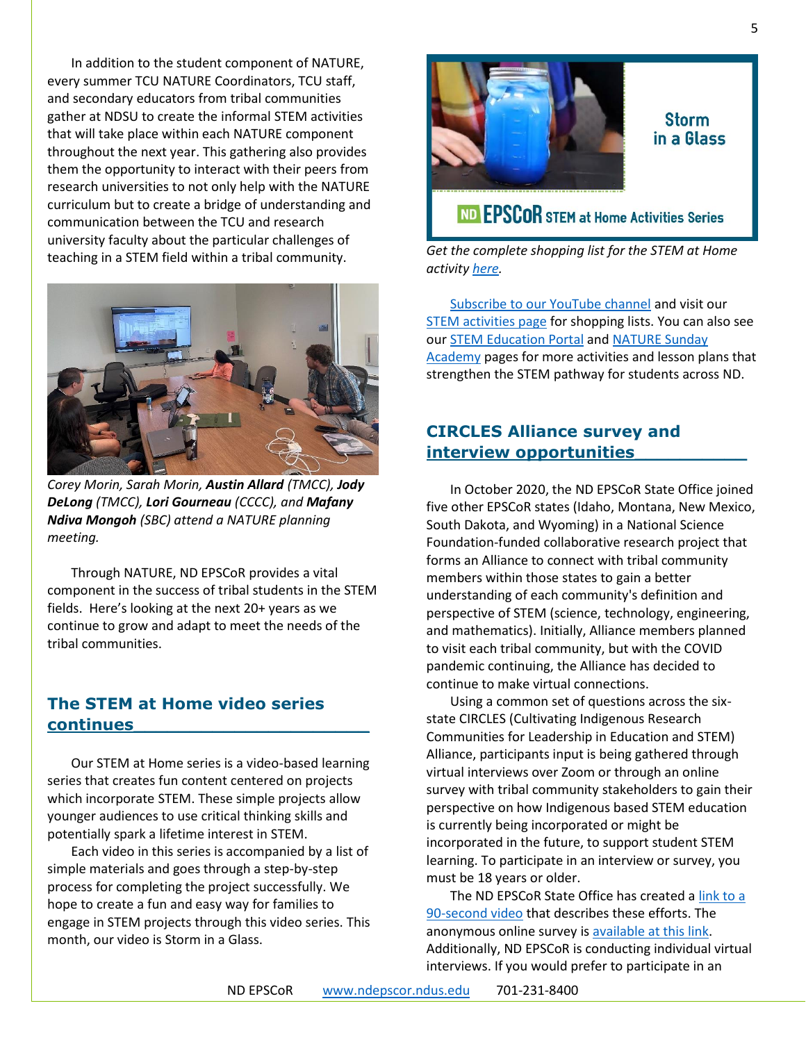In addition to the student component of NATURE, every summer TCU NATURE Coordinators, TCU staff, and secondary educators from tribal communities gather at NDSU to create the informal STEM activities that will take place within each NATURE component throughout the next year. This gathering also provides them the opportunity to interact with their peers from research universities to not only help with the NATURE curriculum but to create a bridge of understanding and communication between the TCU and research university faculty about the particular challenges of teaching in a STEM field within a tribal community.

*Corey Morin, Sarah Morin, **Austin Allard** (TMCC), **Jody DeLong** (TMCC), **Lori Gourneau** (CCCC), and **Mafany Ndiva Mongoh** (SBC) attend a NATURE planning meeting.*

Through NATURE, ND EPSCoR provides a vital component in the success of tribal students in the STEM fields. Here's looking at the next 20+ years as we continue to grow and adapt to meet the needs of the tribal communities.

## The STEM at Home video series continues

Our STEM at Home series is a video-based learning series that creates fun content centered on projects which incorporate STEM. These simple projects allow younger audiences to use critical thinking skills and potentially spark a lifetime interest in STEM.

Each video in this series is accompanied by a list of simple materials and goes through a step-by-step process for completing the project successfully. We hope to create a fun and easy way for families to engage in STEM projects through this video series. This month, our video is Storm in a Glass.

Storm in a Glass

ND EPSCoR STEM at Home Activities Series

*Get the complete shopping list for the STEM at Home activity here.*

Subscribe to our YouTube channel and visit our STEM activities page for shopping lists. You can also see our STEM Education Portal and NATURE Sunday Academy pages for more activities and lesson plans that strengthen the STEM pathway for students across ND.

## CIRCLES Alliance survey and interview opportunities

In October 2020, the ND EPSCoR State Office joined five other EPSCoR states (Idaho, Montana, New Mexico, South Dakota, and Wyoming) in a National Science Foundation-funded collaborative research project that forms an Alliance to connect with tribal community members within those states to gain a better understanding of each community's definition and perspective of STEM (science, technology, engineering, and mathematics). Initially, Alliance members planned to visit each tribal community, but with the COVID pandemic continuing, the Alliance has decided to continue to make virtual connections.

Using a common set of questions across the six-state CIRCLES (Cultivating Indigenous Research Communities for Leadership in Education and STEM) Alliance, participants input is being gathered through virtual interviews over Zoom or through an online survey with tribal community stakeholders to gain their perspective on how Indigenous based STEM education is currently being incorporated or might be incorporated in the future, to support student STEM learning. To participate in an interview or survey, you must be 18 years or older.

The ND EPSCoR State Office has created a link to a 90-second video that describes these efforts. The anonymous online survey is available at this link. Additionally, ND EPSCoR is conducting individual virtual interviews. If you would prefer to participate in an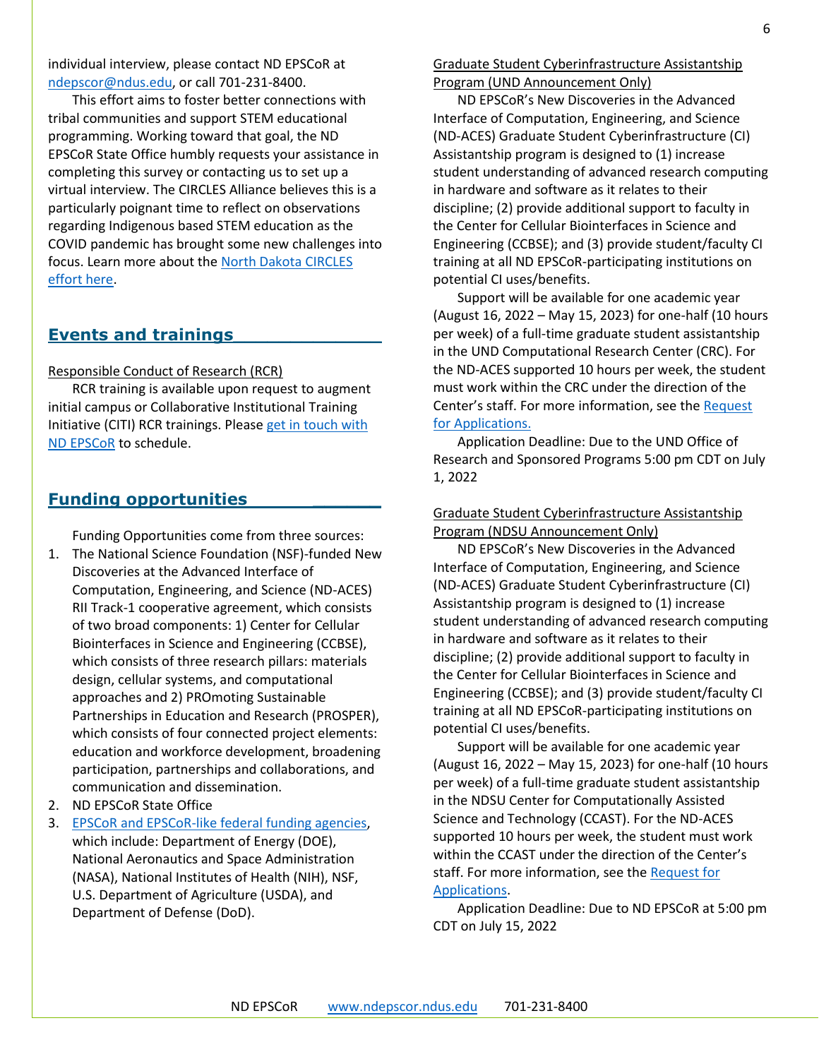individual interview, please contact ND EPSCoR at ndepscor@ndus.edu, or call 701-231-8400.

This effort aims to foster better connections with tribal communities and support STEM educational programming. Working toward that goal, the ND EPSCoR State Office humbly requests your assistance in completing this survey or contacting us to set up a virtual interview. The CIRCLES Alliance believes this is a particularly poignant time to reflect on observations regarding Indigenous based STEM education as the COVID pandemic has brought some new challenges into focus. Learn more about the North Dakota CIRCLES effort here.

## Events and trainings

Responsible Conduct of Research (RCR)

RCR training is available upon request to augment initial campus or Collaborative Institutional Training Initiative (CITI) RCR trainings. Please get in touch with ND EPSCoR to schedule.

## Funding opportunities

Funding Opportunities come from three sources:

1. The National Science Foundation (NSF)-funded New Discoveries at the Advanced Interface of Computation, Engineering, and Science (ND-ACES) RII Track-1 cooperative agreement, which consists of two broad components: 1) Center for Cellular Biointerfaces in Science and Engineering (CCBSE), which consists of three research pillars: materials design, cellular systems, and computational approaches and 2) PROmoting Sustainable Partnerships in Education and Research (PROSPER), which consists of four connected project elements: education and workforce development, broadening participation, partnerships and collaborations, and communication and dissemination.
2. ND EPSCoR State Office
3. EPSCoR and EPSCoR-like federal funding agencies, which include: Department of Energy (DOE), National Aeronautics and Space Administration (NASA), National Institutes of Health (NIH), NSF, U.S. Department of Agriculture (USDA), and Department of Defense (DoD).

Graduate Student Cyberinfrastructure Assistantship Program (UND Announcement Only)

ND EPSCoR's New Discoveries in the Advanced Interface of Computation, Engineering, and Science (ND-ACES) Graduate Student Cyberinfrastructure (CI) Assistantship program is designed to (1) increase student understanding of advanced research computing in hardware and software as it relates to their discipline; (2) provide additional support to faculty in the Center for Cellular Biointerfaces in Science and Engineering (CCBSE); and (3) provide student/faculty CI training at all ND EPSCoR-participating institutions on potential CI uses/benefits.

Support will be available for one academic year (August 16, 2022 – May 15, 2023) for one-half (10 hours per week) of a full-time graduate student assistantship in the UND Computational Research Center (CRC). For the ND-ACES supported 10 hours per week, the student must work within the CRC under the direction of the Center's staff. For more information, see the Request for Applications.

Application Deadline: Due to the UND Office of Research and Sponsored Programs 5:00 pm CDT on July 1, 2022

Graduate Student Cyberinfrastructure Assistantship Program (NDSU Announcement Only)

ND EPSCoR's New Discoveries in the Advanced Interface of Computation, Engineering, and Science (ND-ACES) Graduate Student Cyberinfrastructure (CI) Assistantship program is designed to (1) increase student understanding of advanced research computing in hardware and software as it relates to their discipline; (2) provide additional support to faculty in the Center for Cellular Biointerfaces in Science and Engineering (CCBSE); and (3) provide student/faculty CI training at all ND EPSCoR-participating institutions on potential CI uses/benefits.

Support will be available for one academic year (August 16, 2022 – May 15, 2023) for one-half (10 hours per week) of a full-time graduate student assistantship in the NDSU Center for Computationally Assisted Science and Technology (CCAST). For the ND-ACES supported 10 hours per week, the student must work within the CCAST under the direction of the Center's staff. For more information, see the Request for Applications.

Application Deadline: Due to ND EPSCoR at 5:00 pm CDT on July 15, 2022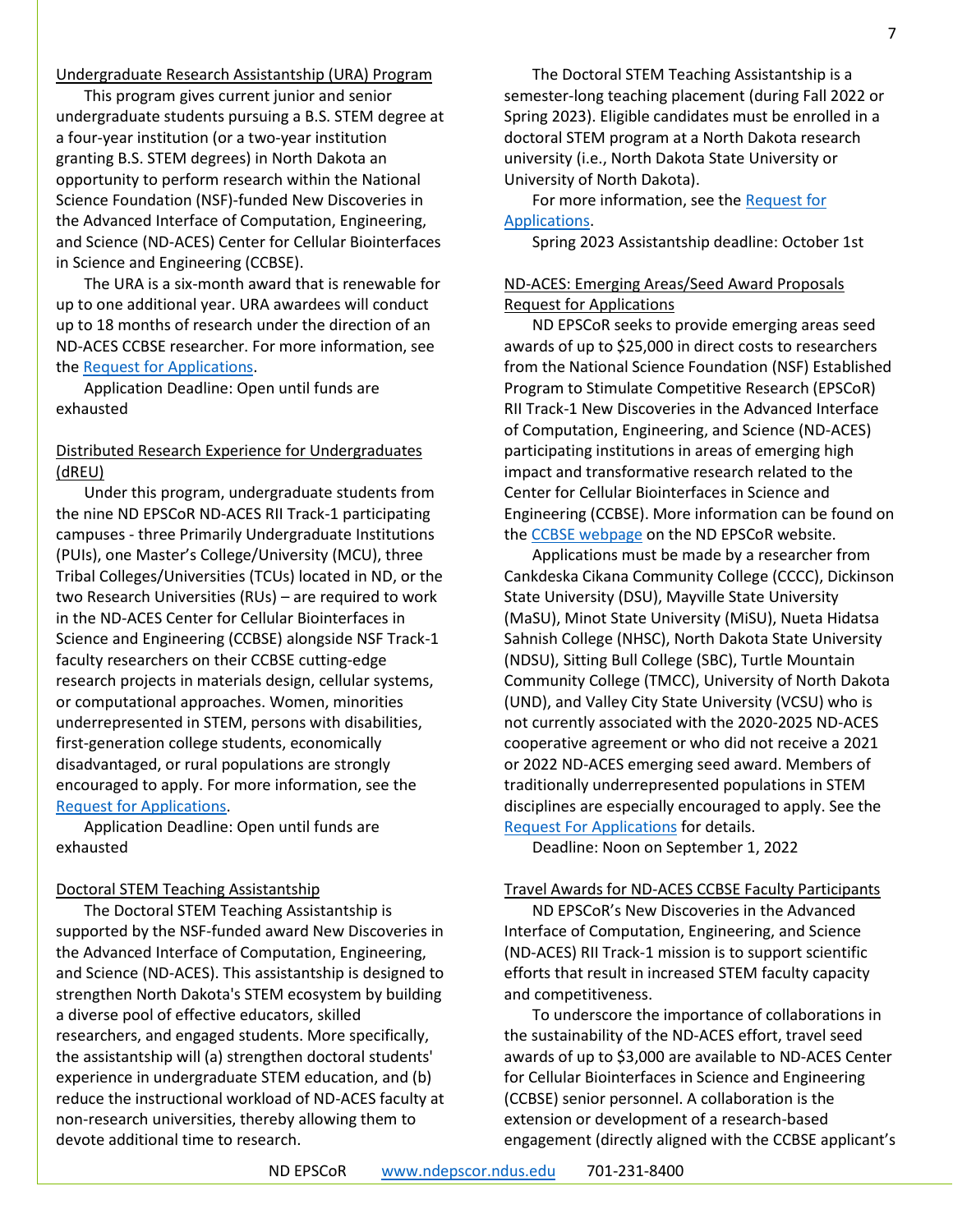Undergraduate Research Assistantship (URA) Program

This program gives current junior and senior undergraduate students pursuing a B.S. STEM degree at a four-year institution (or a two-year institution granting B.S. STEM degrees) in North Dakota an opportunity to perform research within the National Science Foundation (NSF)-funded New Discoveries in the Advanced Interface of Computation, Engineering, and Science (ND-ACES) Center for Cellular Biointerfaces in Science and Engineering (CCBSE).

The URA is a six-month award that is renewable for up to one additional year. URA awardees will conduct up to 18 months of research under the direction of an ND-ACES CCBSE researcher. For more information, see the Request for Applications.

Application Deadline: Open until funds are exhausted

Distributed Research Experience for Undergraduates (dREU)

Under this program, undergraduate students from the nine ND EPSCoR ND-ACES RII Track-1 participating campuses - three Primarily Undergraduate Institutions (PUIs), one Master's College/University (MCU), three Tribal Colleges/Universities (TCUs) located in ND, or the two Research Universities (RUs) – are required to work in the ND-ACES Center for Cellular Biointerfaces in Science and Engineering (CCBSE) alongside NSF Track-1 faculty researchers on their CCBSE cutting-edge research projects in materials design, cellular systems, or computational approaches. Women, minorities underrepresented in STEM, persons with disabilities, first-generation college students, economically disadvantaged, or rural populations are strongly encouraged to apply. For more information, see the Request for Applications.

Application Deadline: Open until funds are exhausted

Doctoral STEM Teaching Assistantship

The Doctoral STEM Teaching Assistantship is supported by the NSF-funded award New Discoveries in the Advanced Interface of Computation, Engineering, and Science (ND-ACES). This assistantship is designed to strengthen North Dakota's STEM ecosystem by building a diverse pool of effective educators, skilled researchers, and engaged students. More specifically, the assistantship will (a) strengthen doctoral students' experience in undergraduate STEM education, and (b) reduce the instructional workload of ND-ACES faculty at non-research universities, thereby allowing them to devote additional time to research.

The Doctoral STEM Teaching Assistantship is a semester-long teaching placement (during Fall 2022 or Spring 2023). Eligible candidates must be enrolled in a doctoral STEM program at a North Dakota research university (i.e., North Dakota State University or University of North Dakota).

For more information, see the Request for Applications.

Spring 2023 Assistantship deadline: October 1st

ND-ACES: Emerging Areas/Seed Award Proposals Request for Applications

ND EPSCoR seeks to provide emerging areas seed awards of up to $25,000 in direct costs to researchers from the National Science Foundation (NSF) Established Program to Stimulate Competitive Research (EPSCoR) RII Track-1 New Discoveries in the Advanced Interface of Computation, Engineering, and Science (ND-ACES) participating institutions in areas of emerging high impact and transformative research related to the Center for Cellular Biointerfaces in Science and Engineering (CCBSE). More information can be found on the CCBSE webpage on the ND EPSCoR website.

Applications must be made by a researcher from Cankdeska Cikana Community College (CCCC), Dickinson State University (DSU), Mayville State University (MaSU), Minot State University (MiSU), Nueta Hidatsa Sahnish College (NHSC), North Dakota State University (NDSU), Sitting Bull College (SBC), Turtle Mountain Community College (TMCC), University of North Dakota (UND), and Valley City State University (VCSU) who is not currently associated with the 2020-2025 ND-ACES cooperative agreement or who did not receive a 2021 or 2022 ND-ACES emerging seed award. Members of traditionally underrepresented populations in STEM disciplines are especially encouraged to apply. See the Request For Applications for details.

Deadline: Noon on September 1, 2022

Travel Awards for ND-ACES CCBSE Faculty Participants

ND EPSCoR's New Discoveries in the Advanced Interface of Computation, Engineering, and Science (ND-ACES) RII Track-1 mission is to support scientific efforts that result in increased STEM faculty capacity and competitiveness.

To underscore the importance of collaborations in the sustainability of the ND-ACES effort, travel seed awards of up to $3,000 are available to ND-ACES Center for Cellular Biointerfaces in Science and Engineering (CCBSE) senior personnel. A collaboration is the extension or development of a research-based engagement (directly aligned with the CCBSE applicant's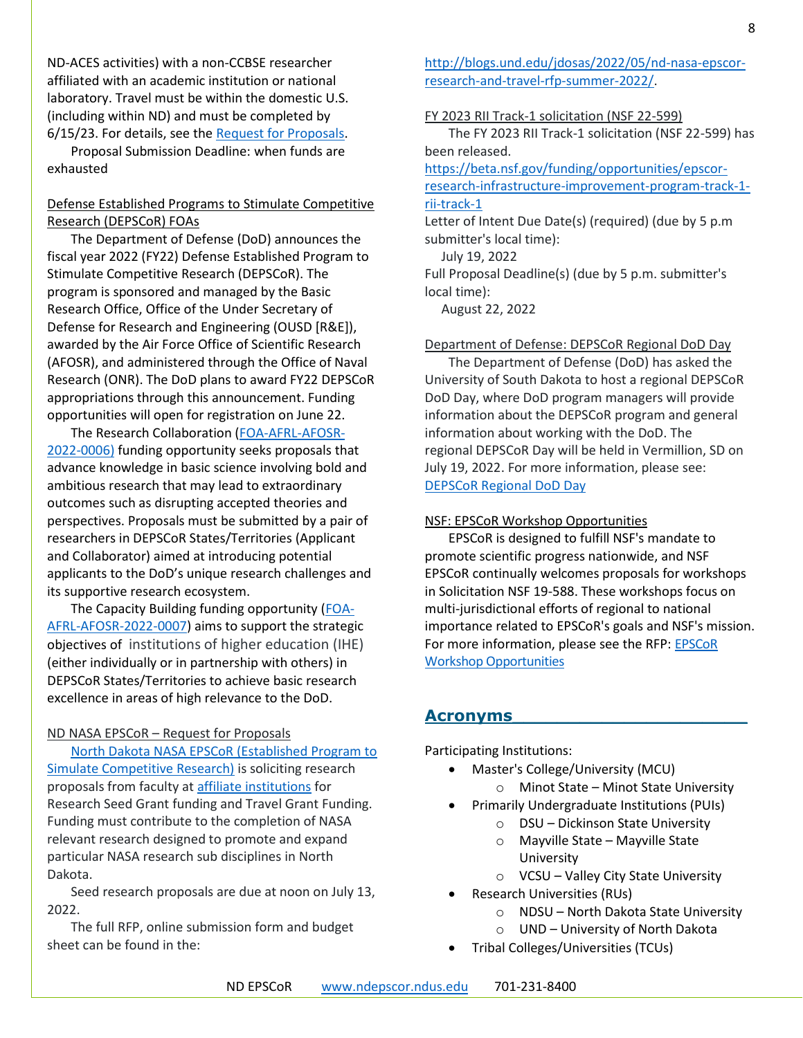ND-ACES activities) with a non-CCBSE researcher affiliated with an academic institution or national laboratory. Travel must be within the domestic U.S. (including within ND) and must be completed by 6/15/23. For details, see the Request for Proposals.

Proposal Submission Deadline: when funds are exhausted

Defense Established Programs to Stimulate Competitive Research (DEPSCoR) FOAs

The Department of Defense (DoD) announces the fiscal year 2022 (FY22) Defense Established Program to Stimulate Competitive Research (DEPSCoR). The program is sponsored and managed by the Basic Research Office, Office of the Under Secretary of Defense for Research and Engineering (OUSD [R&E]), awarded by the Air Force Office of Scientific Research (AFOSR), and administered through the Office of Naval Research (ONR). The DoD plans to award FY22 DEPSCoR appropriations through this announcement. Funding opportunities will open for registration on June 22.

The Research Collaboration (FOA-AFRL-AFOSR-2022-0006) funding opportunity seeks proposals that advance knowledge in basic science involving bold and ambitious research that may lead to extraordinary outcomes such as disrupting accepted theories and perspectives. Proposals must be submitted by a pair of researchers in DEPSCoR States/Territories (Applicant and Collaborator) aimed at introducing potential applicants to the DoD's unique research challenges and its supportive research ecosystem.

The Capacity Building funding opportunity (FOA-AFRL-AFOSR-2022-0007) aims to support the strategic objectives of institutions of higher education (IHE) (either individually or in partnership with others) in DEPSCoR States/Territories to achieve basic research excellence in areas of high relevance to the DoD.

ND NASA EPSCoR – Request for Proposals

North Dakota NASA EPSCoR (Established Program to Simulate Competitive Research) is soliciting research proposals from faculty at affiliate institutions for Research Seed Grant funding and Travel Grant Funding. Funding must contribute to the completion of NASA relevant research designed to promote and expand particular NASA research sub disciplines in North Dakota.

Seed research proposals are due at noon on July 13, 2022.

The full RFP, online submission form and budget sheet can be found in the: http://blogs.und.edu/jdosas/2022/05/nd-nasa-epscor-research-and-travel-rfp-summer-2022/.

FY 2023 RII Track-1 solicitation (NSF 22-599)

The FY 2023 RII Track-1 solicitation (NSF 22-599) has been released.
https://beta.nsf.gov/funding/opportunities/epscor-research-infrastructure-improvement-program-track-1-rii-track-1

Letter of Intent Due Date(s) (required) (due by 5 p.m submitter's local time):
July 19, 2022

Full Proposal Deadline(s) (due by 5 p.m. submitter's local time):
August 22, 2022

Department of Defense: DEPSCoR Regional DoD Day

The Department of Defense (DoD) has asked the University of South Dakota to host a regional DEPSCoR DoD Day, where DoD program managers will provide information about the DEPSCoR program and general information about working with the DoD. The regional DEPSCoR Day will be held in Vermillion, SD on July 19, 2022. For more information, please see: DEPSCoR Regional DoD Day

NSF: EPSCoR Workshop Opportunities

EPSCoR is designed to fulfill NSF's mandate to promote scientific progress nationwide, and NSF EPSCoR continually welcomes proposals for workshops in Solicitation NSF 19-588. These workshops focus on multi-jurisdictional efforts of regional to national importance related to EPSCoR's goals and NSF's mission. For more information, please see the RFP: EPSCoR Workshop Opportunities

## Acronyms

Participating Institutions:

- Master's College/University (MCU)
  - Minot State – Minot State University
- Primarily Undergraduate Institutions (PUIs)
  - DSU – Dickinson State University
  - Mayville State – Mayville State University
  - VCSU – Valley City State University
- Research Universities (RUs)
  - NDSU – North Dakota State University
  - UND – University of North Dakota
- Tribal Colleges/Universities (TCUs)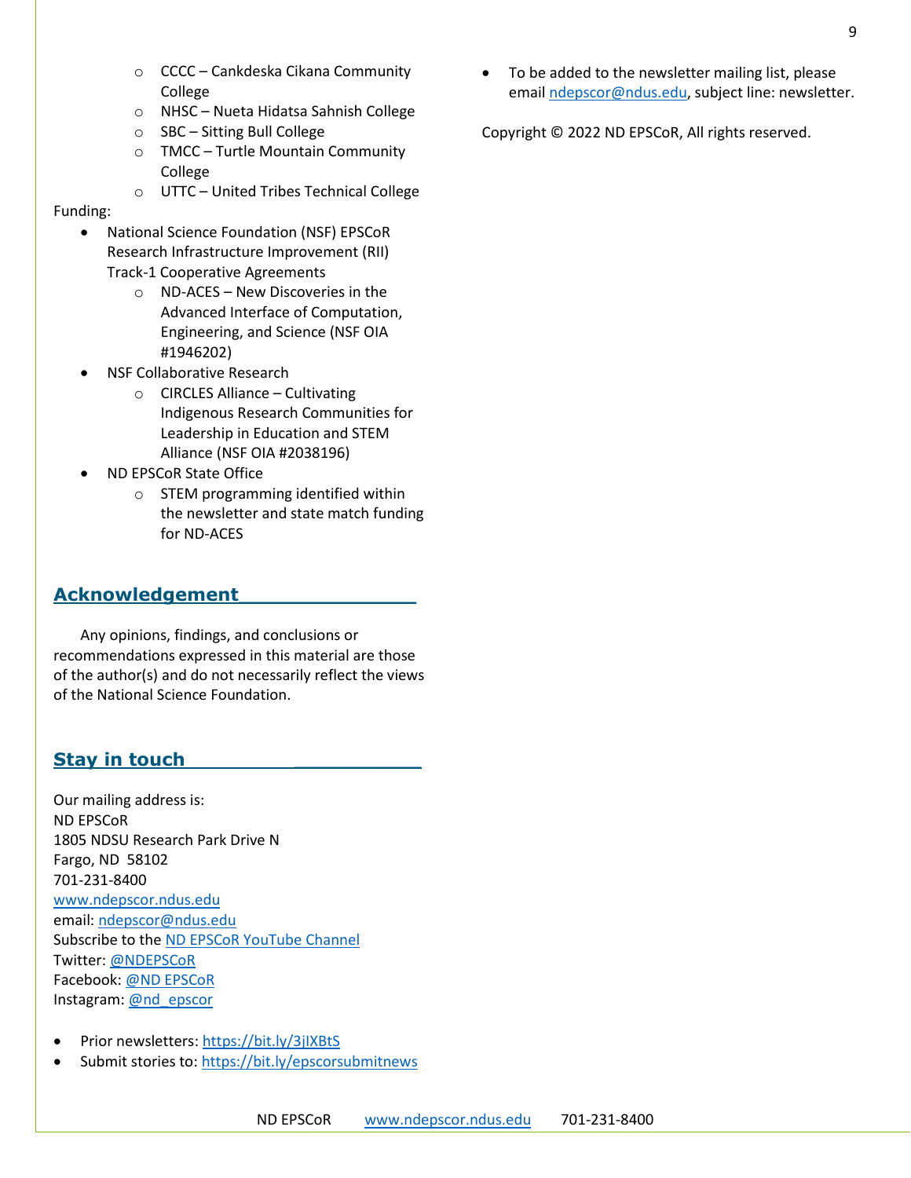- CCCC – Cankdeska Cikana Community College
- NHSC – Nueta Hidatsa Sahnish College
- SBC – Sitting Bull College
- TMCC – Turtle Mountain Community College
- UTTC – United Tribes Technical College

Funding:

- National Science Foundation (NSF) EPSCoR Research Infrastructure Improvement (RII) Track-1 Cooperative Agreements
  - ND-ACES – New Discoveries in the Advanced Interface of Computation, Engineering, and Science (NSF OIA #1946202)
- NSF Collaborative Research
  - CIRCLES Alliance – Cultivating Indigenous Research Communities for Leadership in Education and STEM Alliance (NSF OIA #2038196)
- ND EPSCoR State Office
  - STEM programming identified within the newsletter and state match funding for ND-ACES

## Acknowledgement

Any opinions, findings, and conclusions or recommendations expressed in this material are those of the author(s) and do not necessarily reflect the views of the National Science Foundation.

## Stay in touch

Our mailing address is:
ND EPSCoR
1805 NDSU Research Park Drive N
Fargo, ND 58102
701-231-8400
www.ndepscor.ndus.edu
email: ndepscor@ndus.edu
Subscribe to the ND EPSCoR YouTube Channel
Twitter: @NDEPSCoR
Facebook: @ND EPSCoR
Instagram: @nd_epscor

- Prior newsletters: https://bit.ly/3jIXBtS
- Submit stories to: https://bit.ly/epscorsubmitnews
- To be added to the newsletter mailing list, please email ndepscor@ndus.edu, subject line: newsletter.

Copyright © 2022 ND EPSCoR, All rights reserved.